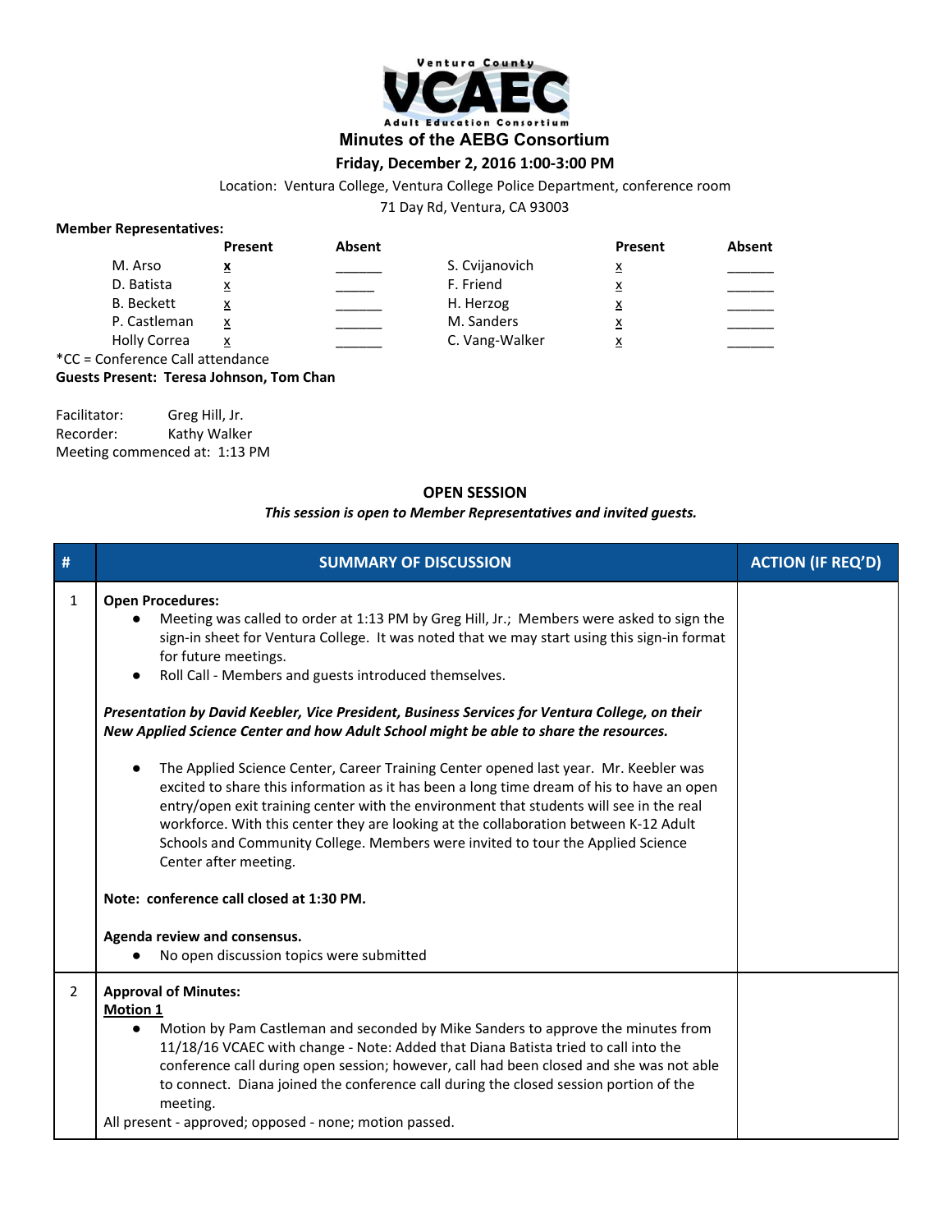Ventura County VCAEC Adult Education Consortium

# Minutes of the AEBG Consortium

**Friday, December 2, 2016 1:00-3:00 PM**

Location: Ventura College, Ventura College Police Department, conference room

71 Day Rd, Ventura, CA 93003

**Member Representatives:**

| | Present | Absent | | Present | Absent |
|---|---|---|---|---|---|
| M. Arso | x | ______ | S. Cvijanovich | x | ______ |
| D. Batista | x | _____ | F. Friend | x | ______ |
| B. Beckett | x | ______ | H. Herzog | x | ______ |
| P. Castleman | x | ______ | M. Sanders | x | ______ |
| Holly Correa | x | ______ | C. Vang-Walker | x | ______ |

*CC = Conference Call attendance

**Guests Present: Teresa Johnson, Tom Chan**

Facilitator: Greg Hill, Jr.
Recorder: Kathy Walker
Meeting commenced at: 1:13 PM

## OPEN SESSION

*This session is open to Member Representatives and invited guests.*

| # | SUMMARY OF DISCUSSION | ACTION (IF REQ'D) |
|---|---|---|
| 1 | **Open Procedures:**<br>● Meeting was called to order at 1:13 PM by Greg Hill, Jr.; Members were asked to sign the sign-in sheet for Ventura College. It was noted that we may start using this sign-in format for future meetings.<br>● Roll Call - Members and guests introduced themselves.<br><br>***Presentation by David Keebler, Vice President, Business Services for Ventura College, on their New Applied Science Center and how Adult School might be able to share the resources.***<br><br>● The Applied Science Center, Career Training Center opened last year. Mr. Keebler was excited to share this information as it has been a long time dream of his to have an open entry/open exit training center with the environment that students will see in the real workforce. With this center they are looking at the collaboration between K-12 Adult Schools and Community College. Members were invited to tour the Applied Science Center after meeting.<br><br>**Note: conference call closed at 1:30 PM.**<br><br>**Agenda review and consensus.**<br>● No open discussion topics were submitted | |
| 2 | **Approval of Minutes:**<br>**Motion 1**<br>● Motion by Pam Castleman and seconded by Mike Sanders to approve the minutes from 11/18/16 VCAEC with change - Note: Added that Diana Batista tried to call into the conference call during open session; however, call had been closed and she was not able to connect. Diana joined the conference call during the closed session portion of the meeting.<br>All present - approved; opposed - none; motion passed. | |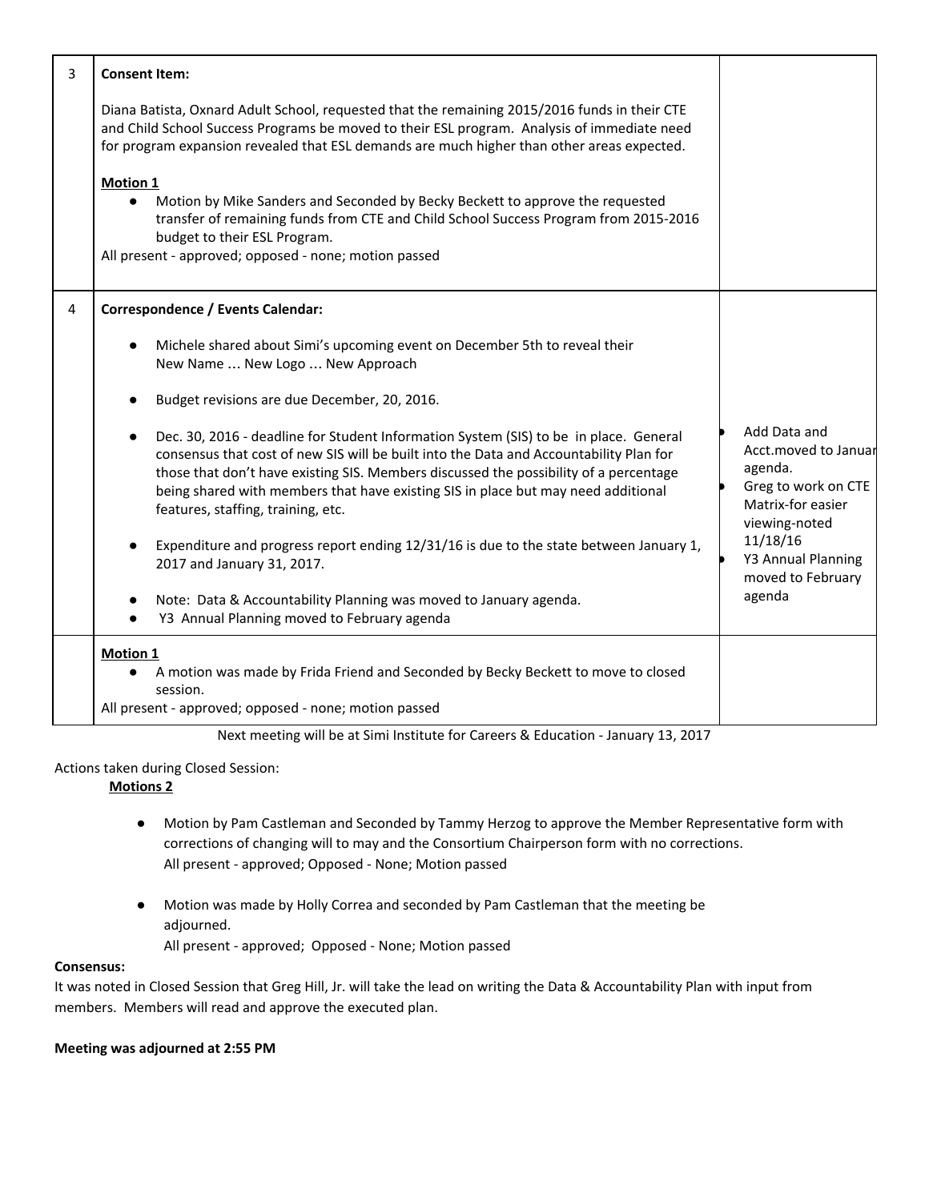| | | |
|---|---|---|
| 3 | **Consent Item:**<br><br>Diana Batista, Oxnard Adult School, requested that the remaining 2015/2016 funds in their CTE and Child School Success Programs be moved to their ESL program. Analysis of immediate need for program expansion revealed that ESL demands are much higher than other areas expected.<br><br>**Motion 1**<br>● Motion by Mike Sanders and Seconded by Becky Beckett to approve the requested transfer of remaining funds from CTE and Child School Success Program from 2015-2016 budget to their ESL Program.<br>All present - approved; opposed - none; motion passed | |
| 4 | **Correspondence / Events Calendar:**<br><br>● Michele shared about Simi's upcoming event on December 5th to reveal their New Name … New Logo … New Approach<br><br>● Budget revisions are due December, 20, 2016.<br><br>● Dec. 30, 2016 - deadline for Student Information System (SIS) to be in place. General consensus that cost of new SIS will be built into the Data and Accountability Plan for those that don't have existing SIS. Members discussed the possibility of a percentage being shared with members that have existing SIS in place but may need additional features, staffing, training, etc.<br><br>● Expenditure and progress report ending 12/31/16 is due to the state between January 1, 2017 and January 31, 2017.<br><br>● Note: Data & Accountability Planning was moved to January agenda.<br>● Y3 Annual Planning moved to February agenda | ● Add Data and Acct.moved to January agenda.<br>● Greg to work on CTE Matrix-for easier viewing-noted 11/18/16<br>● Y3 Annual Planning moved to February agenda |
| | **Motion 1**<br>● A motion was made by Frida Friend and Seconded by Becky Beckett to move to closed session.<br>All present - approved; opposed - none; motion passed | |

Next meeting will be at Simi Institute for Careers & Education - January 13, 2017

Actions taken during Closed Session:

**Motions 2**

- Motion by Pam Castleman and Seconded by Tammy Herzog to approve the Member Representative form with corrections of changing will to may and the Consortium Chairperson form with no corrections.
  All present - approved; Opposed - None; Motion passed

- Motion was made by Holly Correa and seconded by Pam Castleman that the meeting be adjourned.
  All present - approved; Opposed - None; Motion passed

**Consensus:**

It was noted in Closed Session that Greg Hill, Jr. will take the lead on writing the Data & Accountability Plan with input from members. Members will read and approve the executed plan.

**Meeting was adjourned at 2:55 PM**